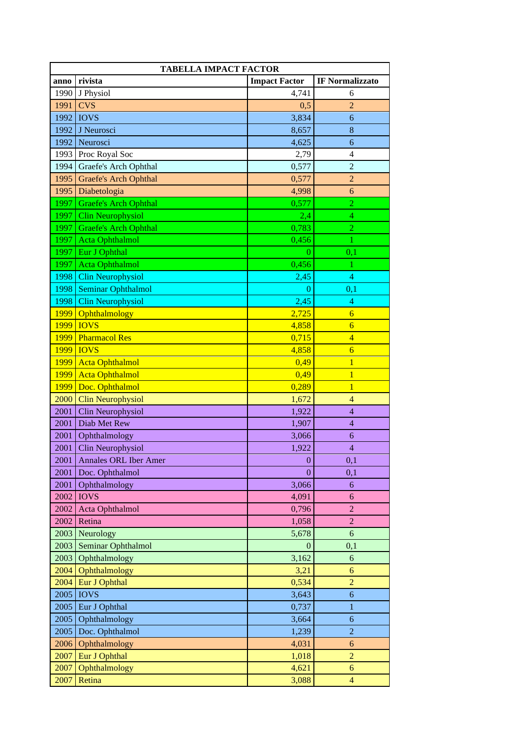| TABELLA IMPACT FACTOR | | | |
|---|---|---|---|
| **anno** | **rivista** | **Impact Factor** | **IF Normalizzato** |
| 1990 | J Physiol | 4,741 | 6 |
| 1991 | CVS | 0,5 | 2 |
| 1992 | IOVS | 3,834 | 6 |
| 1992 | J Neurosci | 8,657 | 8 |
| 1992 | Neurosci | 4,625 | 6 |
| 1993 | Proc Royal Soc | 2,79 | 4 |
| 1994 | Graefe's Arch Ophthal | 0,577 | 2 |
| 1995 | Graefe's Arch Ophthal | 0,577 | 2 |
| 1995 | Diabetologia | 4,998 | 6 |
| 1997 | Graefe's Arch Ophthal | 0,577 | 2 |
| 1997 | Clin Neurophysiol | 2,4 | 4 |
| 1997 | Graefe's Arch Ophthal | 0,783 | 2 |
| 1997 | Acta Ophthalmol | 0,456 | 1 |
| 1997 | Eur J Ophthal | 0 | 0,1 |
| 1997 | Acta Ophthalmol | 0,456 | 1 |
| 1998 | Clin Neurophysiol | 2,45 | 4 |
| 1998 | Seminar Ophthalmol | 0 | 0,1 |
| 1998 | Clin Neurophysiol | 2,45 | 4 |
| 1999 | Ophthalmology | 2,725 | 6 |
| 1999 | IOVS | 4,858 | 6 |
| 1999 | Pharmacol Res | 0,715 | 4 |
| 1999 | IOVS | 4,858 | 6 |
| 1999 | Acta Ophthalmol | 0,49 | 1 |
| 1999 | Acta Ophthalmol | 0,49 | 1 |
| 1999 | Doc. Ophthalmol | 0,289 | 1 |
| 2000 | Clin Neurophysiol | 1,672 | 4 |
| 2001 | Clin Neurophysiol | 1,922 | 4 |
| 2001 | Diab Met Rew | 1,907 | 4 |
| 2001 | Ophthalmology | 3,066 | 6 |
| 2001 | Clin Neurophysiol | 1,922 | 4 |
| 2001 | Annales ORL Iber Amer | 0 | 0,1 |
| 2001 | Doc. Ophthalmol | 0 | 0,1 |
| 2001 | Ophthalmology | 3,066 | 6 |
| 2002 | IOVS | 4,091 | 6 |
| 2002 | Acta Ophthalmol | 0,796 | 2 |
| 2002 | Retina | 1,058 | 2 |
| 2003 | Neurology | 5,678 | 6 |
| 2003 | Seminar Ophthalmol | 0 | 0,1 |
| 2003 | Ophthalmology | 3,162 | 6 |
| 2004 | Ophthalmology | 3,21 | 6 |
| 2004 | Eur J Ophthal | 0,534 | 2 |
| 2005 | IOVS | 3,643 | 6 |
| 2005 | Eur J Ophthal | 0,737 | 1 |
| 2005 | Ophthalmology | 3,664 | 6 |
| 2005 | Doc. Ophthalmol | 1,239 | 2 |
| 2006 | Ophthalmology | 4,031 | 6 |
| 2007 | Eur J Ophthal | 1,018 | 2 |
| 2007 | Ophthalmology | 4,621 | 6 |
| 2007 | Retina | 3,088 | 4 |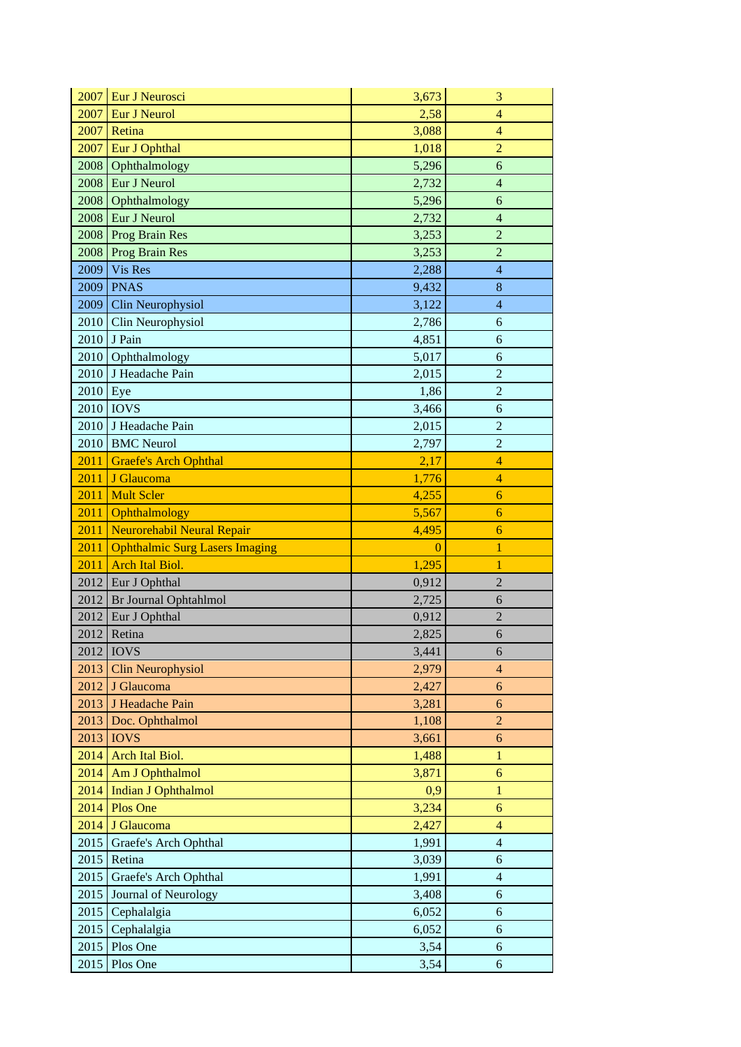| | | | |
|---|---|---|---|
| 2007 | Eur J Neurosci | 3,673 | 3 |
| 2007 | Eur J Neurol | 2,58 | 4 |
| 2007 | Retina | 3,088 | 4 |
| 2007 | Eur J Ophthal | 1,018 | 2 |
| 2008 | Ophthalmology | 5,296 | 6 |
| 2008 | Eur J Neurol | 2,732 | 4 |
| 2008 | Ophthalmology | 5,296 | 6 |
| 2008 | Eur J Neurol | 2,732 | 4 |
| 2008 | Prog Brain Res | 3,253 | 2 |
| 2008 | Prog Brain Res | 3,253 | 2 |
| 2009 | Vis Res | 2,288 | 4 |
| 2009 | PNAS | 9,432 | 8 |
| 2009 | Clin Neurophysiol | 3,122 | 4 |
| 2010 | Clin Neurophysiol | 2,786 | 6 |
| 2010 | J Pain | 4,851 | 6 |
| 2010 | Ophthalmology | 5,017 | 6 |
| 2010 | J Headache Pain | 2,015 | 2 |
| 2010 | Eye | 1,86 | 2 |
| 2010 | IOVS | 3,466 | 6 |
| 2010 | J Headache Pain | 2,015 | 2 |
| 2010 | BMC Neurol | 2,797 | 2 |
| 2011 | Graefe's Arch Ophthal | 2,17 | 4 |
| 2011 | J Glaucoma | 1,776 | 4 |
| 2011 | Mult Scler | 4,255 | 6 |
| 2011 | Ophthalmology | 5,567 | 6 |
| 2011 | Neurorehabil Neural Repair | 4,495 | 6 |
| 2011 | Ophthalmic Surg Lasers Imaging | 0 | 1 |
| 2011 | Arch Ital Biol. | 1,295 | 1 |
| 2012 | Eur J Ophthal | 0,912 | 2 |
| 2012 | Br Journal Ophtahlmol | 2,725 | 6 |
| 2012 | Eur J Ophthal | 0,912 | 2 |
| 2012 | Retina | 2,825 | 6 |
| 2012 | IOVS | 3,441 | 6 |
| 2013 | Clin Neurophysiol | 2,979 | 4 |
| 2012 | J Glaucoma | 2,427 | 6 |
| 2013 | J Headache Pain | 3,281 | 6 |
| 2013 | Doc. Ophthalmol | 1,108 | 2 |
| 2013 | IOVS | 3,661 | 6 |
| 2014 | Arch Ital Biol. | 1,488 | 1 |
| 2014 | Am J Ophthalmol | 3,871 | 6 |
| 2014 | Indian J Ophthalmol | 0,9 | 1 |
| 2014 | Plos One | 3,234 | 6 |
| 2014 | J Glaucoma | 2,427 | 4 |
| 2015 | Graefe's Arch Ophthal | 1,991 | 4 |
| 2015 | Retina | 3,039 | 6 |
| 2015 | Graefe's Arch Ophthal | 1,991 | 4 |
| 2015 | Journal of Neurology | 3,408 | 6 |
| 2015 | Cephalalgia | 6,052 | 6 |
| 2015 | Cephalalgia | 6,052 | 6 |
| 2015 | Plos One | 3,54 | 6 |
| 2015 | Plos One | 3,54 | 6 |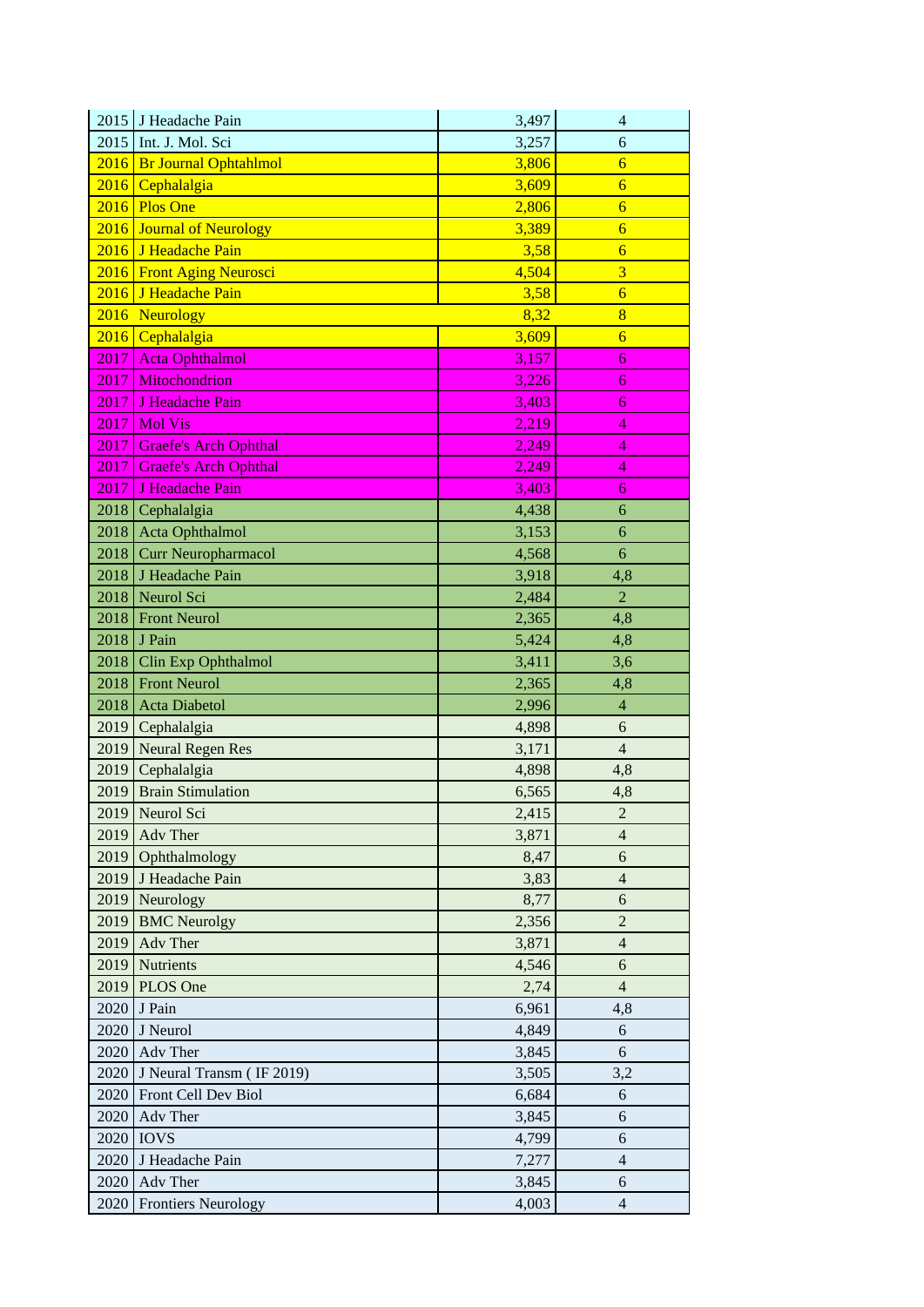| | | | |
|---|---|---|---|
| 2015 | J Headache Pain | 3,497 | 4 |
| 2015 | Int. J. Mol. Sci | 3,257 | 6 |
| 2016 | Br Journal Ophtahlmol | 3,806 | 6 |
| 2016 | Cephalalgia | 3,609 | 6 |
| 2016 | Plos One | 2,806 | 6 |
| 2016 | Journal of Neurology | 3,389 | 6 |
| 2016 | J Headache Pain | 3,58 | 6 |
| 2016 | Front Aging Neurosci | 4,504 | 3 |
| 2016 | J Headache Pain | 3,58 | 6 |
| 2016 | Neurology | 8,32 | 8 |
| 2016 | Cephalalgia | 3,609 | 6 |
| 2017 | Acta Ophthalmol | 3,157 | 6 |
| 2017 | Mitochondrion | 3,226 | 6 |
| 2017 | J Headache Pain | 3,403 | 6 |
| 2017 | Mol Vis | 2,219 | 4 |
| 2017 | Graefe's Arch Ophthal | 2,249 | 4 |
| 2017 | Graefe's Arch Ophthal | 2,249 | 4 |
| 2017 | J Headache Pain | 3,403 | 6 |
| 2018 | Cephalalgia | 4,438 | 6 |
| 2018 | Acta Ophthalmol | 3,153 | 6 |
| 2018 | Curr Neuropharmacol | 4,568 | 6 |
| 2018 | J Headache Pain | 3,918 | 4,8 |
| 2018 | Neurol Sci | 2,484 | 2 |
| 2018 | Front Neurol | 2,365 | 4,8 |
| 2018 | J Pain | 5,424 | 4,8 |
| 2018 | Clin Exp Ophthalmol | 3,411 | 3,6 |
| 2018 | Front Neurol | 2,365 | 4,8 |
| 2018 | Acta Diabetol | 2,996 | 4 |
| 2019 | Cephalalgia | 4,898 | 6 |
| 2019 | Neural Regen Res | 3,171 | 4 |
| 2019 | Cephalalgia | 4,898 | 4,8 |
| 2019 | Brain Stimulation | 6,565 | 4,8 |
| 2019 | Neurol Sci | 2,415 | 2 |
| 2019 | Adv Ther | 3,871 | 4 |
| 2019 | Ophthalmology | 8,47 | 6 |
| 2019 | J Headache Pain | 3,83 | 4 |
| 2019 | Neurology | 8,77 | 6 |
| 2019 | BMC Neurolgy | 2,356 | 2 |
| 2019 | Adv Ther | 3,871 | 4 |
| 2019 | Nutrients | 4,546 | 6 |
| 2019 | PLOS One | 2,74 | 4 |
| 2020 | J Pain | 6,961 | 4,8 |
| 2020 | J Neurol | 4,849 | 6 |
| 2020 | Adv Ther | 3,845 | 6 |
| 2020 | J Neural Transm ( IF 2019) | 3,505 | 3,2 |
| 2020 | Front Cell Dev Biol | 6,684 | 6 |
| 2020 | Adv Ther | 3,845 | 6 |
| 2020 | IOVS | 4,799 | 6 |
| 2020 | J Headache Pain | 7,277 | 4 |
| 2020 | Adv Ther | 3,845 | 6 |
| 2020 | Frontiers Neurology | 4,003 | 4 |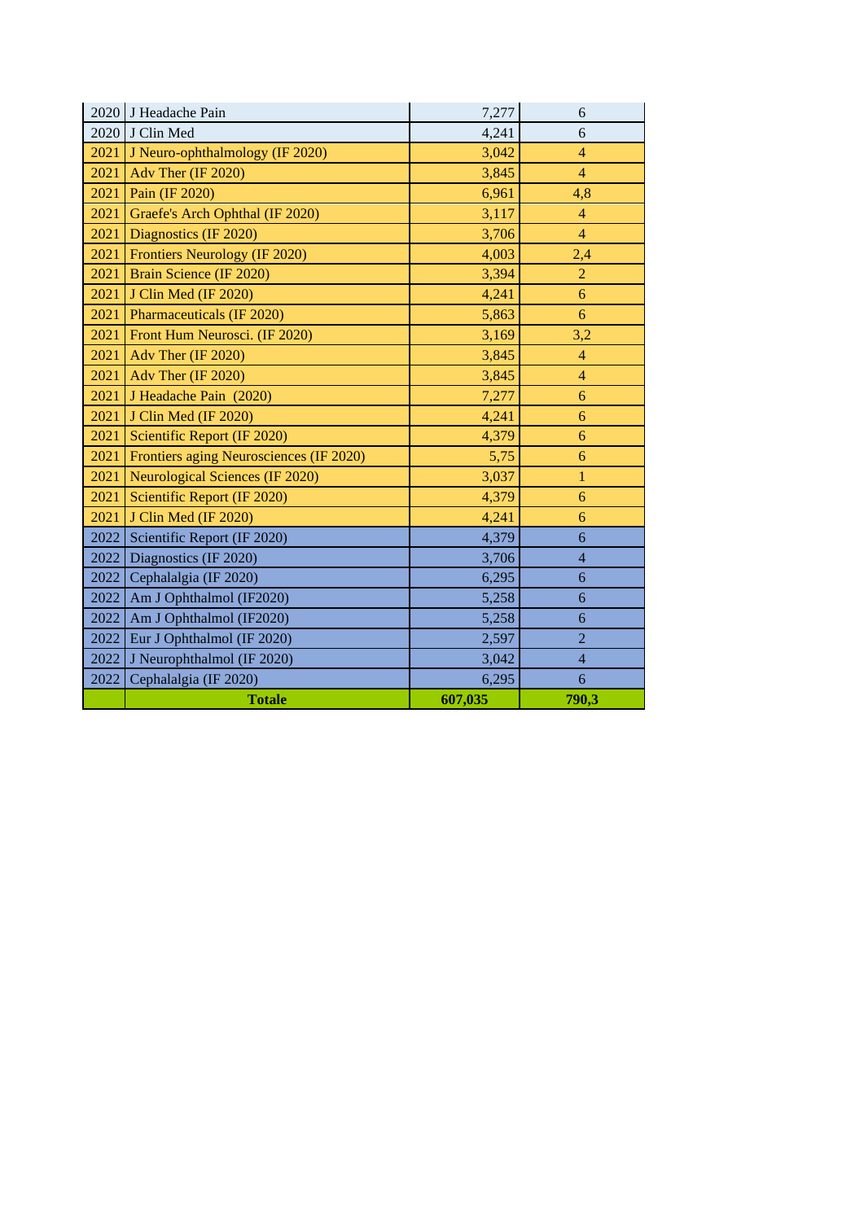| | | | |
|---|---|---|---|
| 2020 | J Headache Pain | 7,277 | 6 |
| 2020 | J Clin Med | 4,241 | 6 |
| 2021 | J Neuro-ophthalmology (IF 2020) | 3,042 | 4 |
| 2021 | Adv Ther (IF 2020) | 3,845 | 4 |
| 2021 | Pain (IF 2020) | 6,961 | 4,8 |
| 2021 | Graefe's Arch Ophthal (IF 2020) | 3,117 | 4 |
| 2021 | Diagnostics (IF 2020) | 3,706 | 4 |
| 2021 | Frontiers Neurology (IF 2020) | 4,003 | 2,4 |
| 2021 | Brain Science (IF 2020) | 3,394 | 2 |
| 2021 | J Clin Med (IF 2020) | 4,241 | 6 |
| 2021 | Pharmaceuticals (IF 2020) | 5,863 | 6 |
| 2021 | Front Hum Neurosci. (IF 2020) | 3,169 | 3,2 |
| 2021 | Adv Ther (IF 2020) | 3,845 | 4 |
| 2021 | Adv Ther (IF 2020) | 3,845 | 4 |
| 2021 | J Headache Pain (2020) | 7,277 | 6 |
| 2021 | J Clin Med (IF 2020) | 4,241 | 6 |
| 2021 | Scientific Report (IF 2020) | 4,379 | 6 |
| 2021 | Frontiers aging Neurosciences (IF 2020) | 5,75 | 6 |
| 2021 | Neurological Sciences (IF 2020) | 3,037 | 1 |
| 2021 | Scientific Report (IF 2020) | 4,379 | 6 |
| 2021 | J Clin Med (IF 2020) | 4,241 | 6 |
| 2022 | Scientific Report (IF 2020) | 4,379 | 6 |
| 2022 | Diagnostics (IF 2020) | 3,706 | 4 |
| 2022 | Cephalalgia (IF 2020) | 6,295 | 6 |
| 2022 | Am J Ophthalmol (IF2020) | 5,258 | 6 |
| 2022 | Am J Ophthalmol (IF2020) | 5,258 | 6 |
| 2022 | Eur J Ophthalmol (IF 2020) | 2,597 | 2 |
| 2022 | J Neurophthalmol (IF 2020) | 3,042 | 4 |
| 2022 | Cephalalgia (IF 2020) | 6,295 | 6 |
| | **Totale** | **607,035** | **790,3** |